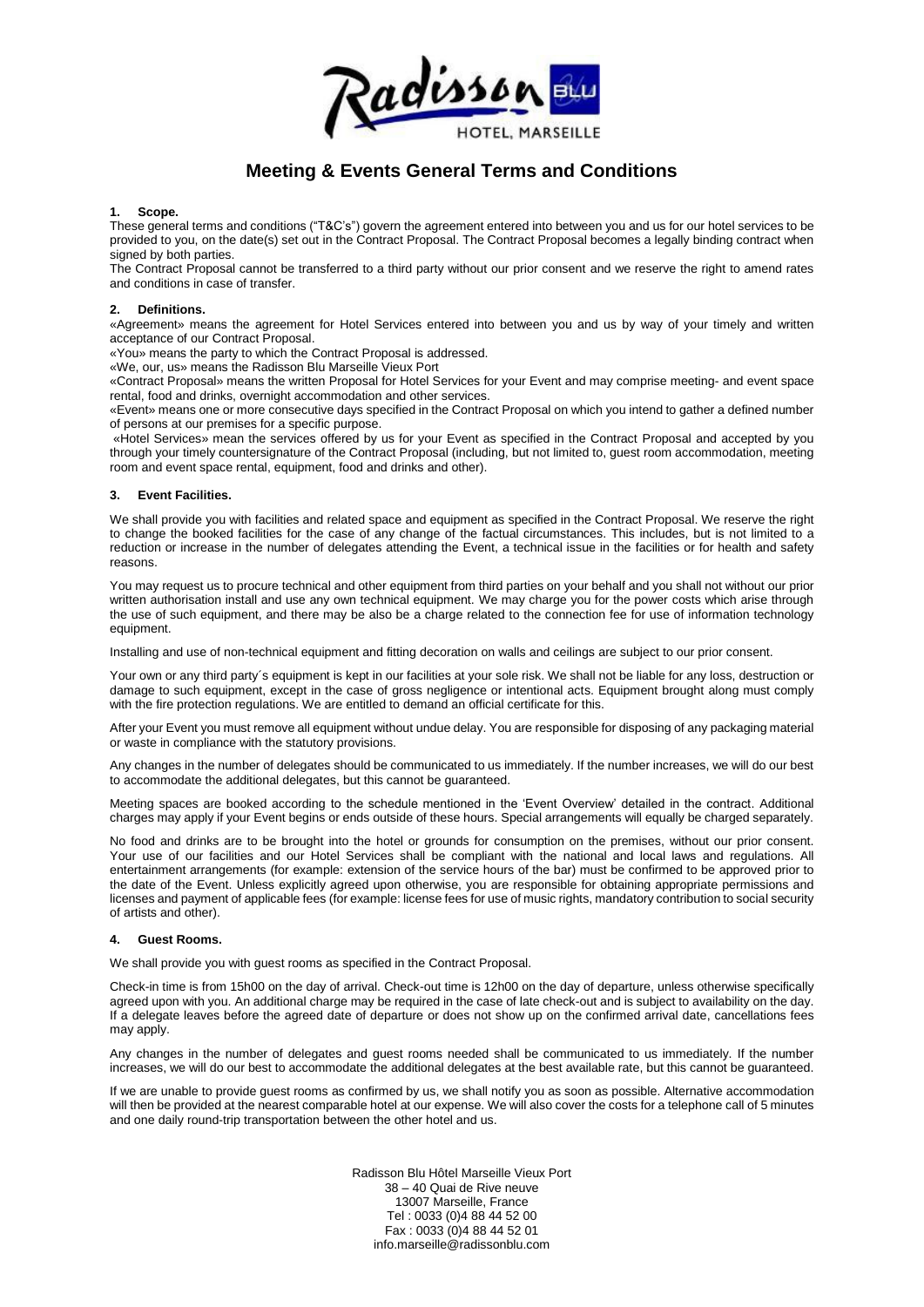# Meeting & Events General Terms and Conditions

## 1. Scope.

These general terms and conditions ("T&C's") govern the agreement entered into between you and us for our hotel services to be provided to you, on the date(s) set out in the Contract Proposal. The Contract Proposal becomes a legally binding contract when signed by both parties.

The Contract Proposal cannot be transferred to a third party without our prior consent and we reserve the right to amend rates and conditions in case of transfer.

## 2. Definitions.

«Agreement» means the agreement for Hotel Services entered into between you and us by way of your timely and written acceptance of our Contract Proposal.

«You» means the party to which the Contract Proposal is addressed.

«We, our, us» means the Radisson Blu Marseille Vieux Port

«Contract Proposal» means the written Proposal for Hotel Services for your Event and may comprise meeting- and event space rental, food and drinks, overnight accommodation and other services.

«Event» means one or more consecutive days specified in the Contract Proposal on which you intend to gather a defined number of persons at our premises for a specific purpose.

«Hotel Services» mean the services offered by us for your Event as specified in the Contract Proposal and accepted by you through your timely countersignature of the Contract Proposal (including, but not limited to, guest room accommodation, meeting room and event space rental, equipment, food and drinks and other).

## 3. Event Facilities.

We shall provide you with facilities and related space and equipment as specified in the Contract Proposal. We reserve the right to change the booked facilities for the case of any change of the factual circumstances. This includes, but is not limited to a reduction or increase in the number of delegates attending the Event, a technical issue in the facilities or for health and safety reasons.

You may request us to procure technical and other equipment from third parties on your behalf and you shall not without our prior written authorisation install and use any own technical equipment. We may charge you for the power costs which arise through the use of such equipment, and there may be also be a charge related to the connection fee for use of information technology equipment.

Installing and use of non-technical equipment and fitting decoration on walls and ceilings are subject to our prior consent.

Your own or any third party´s equipment is kept in our facilities at your sole risk. We shall not be liable for any loss, destruction or damage to such equipment, except in the case of gross negligence or intentional acts. Equipment brought along must comply with the fire protection regulations. We are entitled to demand an official certificate for this.

After your Event you must remove all equipment without undue delay. You are responsible for disposing of any packaging material or waste in compliance with the statutory provisions.

Any changes in the number of delegates should be communicated to us immediately. If the number increases, we will do our best to accommodate the additional delegates, but this cannot be guaranteed.

Meeting spaces are booked according to the schedule mentioned in the 'Event Overview' detailed in the contract. Additional charges may apply if your Event begins or ends outside of these hours. Special arrangements will equally be charged separately.

No food and drinks are to be brought into the hotel or grounds for consumption on the premises, without our prior consent. Your use of our facilities and our Hotel Services shall be compliant with the national and local laws and regulations. All entertainment arrangements (for example: extension of the service hours of the bar) must be confirmed to be approved prior to the date of the Event. Unless explicitly agreed upon otherwise, you are responsible for obtaining appropriate permissions and licenses and payment of applicable fees (for example: license fees for use of music rights, mandatory contribution to social security of artists and other).

## 4. Guest Rooms.

We shall provide you with guest rooms as specified in the Contract Proposal.

Check-in time is from 15h00 on the day of arrival. Check-out time is 12h00 on the day of departure, unless otherwise specifically agreed upon with you. An additional charge may be required in the case of late check-out and is subject to availability on the day. If a delegate leaves before the agreed date of departure or does not show up on the confirmed arrival date, cancellations fees may apply.

Any changes in the number of delegates and guest rooms needed shall be communicated to us immediately. If the number increases, we will do our best to accommodate the additional delegates at the best available rate, but this cannot be guaranteed.

If we are unable to provide guest rooms as confirmed by us, we shall notify you as soon as possible. Alternative accommodation will then be provided at the nearest comparable hotel at our expense. We will also cover the costs for a telephone call of 5 minutes and one daily round-trip transportation between the other hotel and us.

Radisson Blu Hôtel Marseille Vieux Port
38 – 40 Quai de Rive neuve
13007 Marseille, France
Tel : 0033 (0)4 88 44 52 00
Fax : 0033 (0)4 88 44 52 01
info.marseille@radissonblu.com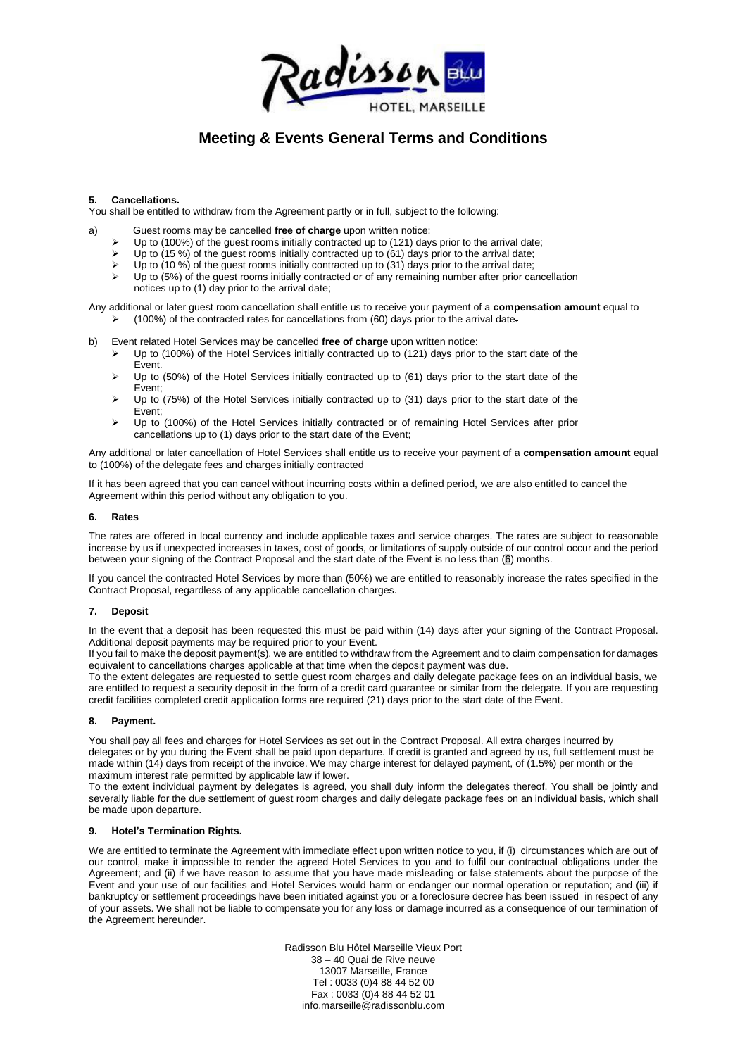# Meeting & Events General Terms and Conditions

**5. Cancellations.**

You shall be entitled to withdraw from the Agreement partly or in full, subject to the following:

a) Guest rooms may be cancelled **free of charge** upon written notice:

- Up to (100%) of the guest rooms initially contracted up to (121) days prior to the arrival date;
- Up to (15 %) of the guest rooms initially contracted up to (61) days prior to the arrival date;
- Up to (10 %) of the guest rooms initially contracted up to (31) days prior to the arrival date;
- Up to (5%) of the guest rooms initially contracted or of any remaining number after prior cancellation notices up to (1) day prior to the arrival date;

Any additional or later guest room cancellation shall entitle us to receive your payment of a **compensation amount** equal to

- (100%) of the contracted rates for cancellations from (60) days prior to the arrival date.

b) Event related Hotel Services may be cancelled **free of charge** upon written notice:

- Up to (100%) of the Hotel Services initially contracted up to (121) days prior to the start date of the Event.
- Up to (50%) of the Hotel Services initially contracted up to (61) days prior to the start date of the Event;
- Up to (75%) of the Hotel Services initially contracted up to (31) days prior to the start date of the Event;
- Up to (100%) of the Hotel Services initially contracted or of remaining Hotel Services after prior cancellations up to (1) days prior to the start date of the Event;

Any additional or later cancellation of Hotel Services shall entitle us to receive your payment of a **compensation amount** equal to (100%) of the delegate fees and charges initially contracted

If it has been agreed that you can cancel without incurring costs within a defined period, we are also entitled to cancel the Agreement within this period without any obligation to you.

**6. Rates**

The rates are offered in local currency and include applicable taxes and service charges. The rates are subject to reasonable increase by us if unexpected increases in taxes, cost of goods, or limitations of supply outside of our control occur and the period between your signing of the Contract Proposal and the start date of the Event is no less than (6) months.

If you cancel the contracted Hotel Services by more than (50%) we are entitled to reasonably increase the rates specified in the Contract Proposal, regardless of any applicable cancellation charges.

**7. Deposit**

In the event that a deposit has been requested this must be paid within (14) days after your signing of the Contract Proposal. Additional deposit payments may be required prior to your Event.

If you fail to make the deposit payment(s), we are entitled to withdraw from the Agreement and to claim compensation for damages equivalent to cancellations charges applicable at that time when the deposit payment was due.

To the extent delegates are requested to settle guest room charges and daily delegate package fees on an individual basis, we are entitled to request a security deposit in the form of a credit card guarantee or similar from the delegate. If you are requesting credit facilities completed credit application forms are required (21) days prior to the start date of the Event.

**8. Payment.**

You shall pay all fees and charges for Hotel Services as set out in the Contract Proposal. All extra charges incurred by delegates or by you during the Event shall be paid upon departure. If credit is granted and agreed by us, full settlement must be made within (14) days from receipt of the invoice. We may charge interest for delayed payment, of (1.5%) per month or the maximum interest rate permitted by applicable law if lower.

To the extent individual payment by delegates is agreed, you shall duly inform the delegates thereof. You shall be jointly and severally liable for the due settlement of guest room charges and daily delegate package fees on an individual basis, which shall be made upon departure.

**9. Hotel's Termination Rights.**

We are entitled to terminate the Agreement with immediate effect upon written notice to you, if (i) circumstances which are out of our control, make it impossible to render the agreed Hotel Services to you and to fulfil our contractual obligations under the Agreement; and (ii) if we have reason to assume that you have made misleading or false statements about the purpose of the Event and your use of our facilities and Hotel Services would harm or endanger our normal operation or reputation; and (iii) if bankruptcy or settlement proceedings have been initiated against you or a foreclosure decree has been issued in respect of any of your assets. We shall not be liable to compensate you for any loss or damage incurred as a consequence of our termination of the Agreement hereunder.

Radisson Blu Hôtel Marseille Vieux Port
38 – 40 Quai de Rive neuve
13007 Marseille, France
Tel : 0033 (0)4 88 44 52 00
Fax : 0033 (0)4 88 44 52 01
info.marseille@radissonblu.com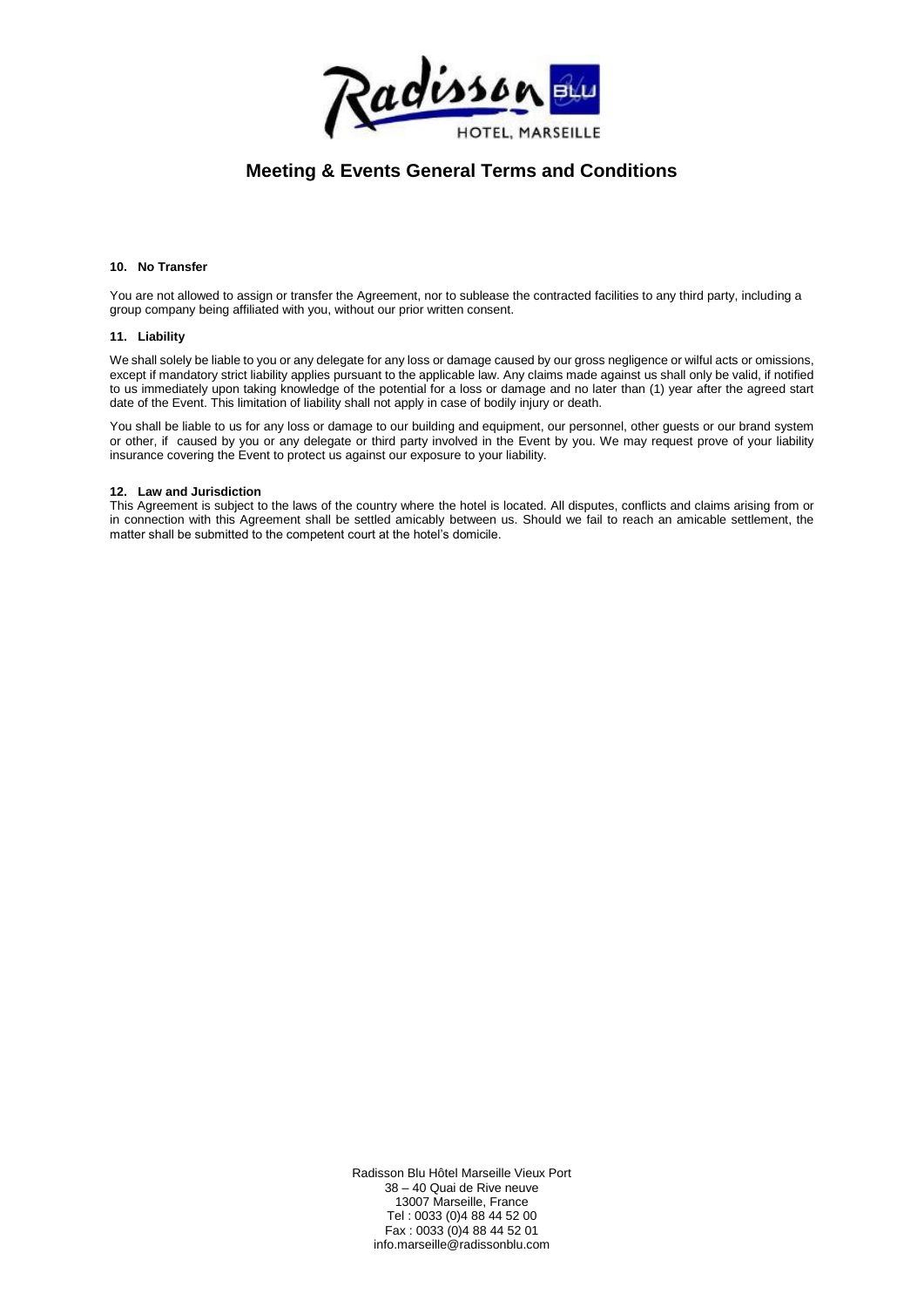# Meeting & Events General Terms and Conditions

#### 10. No Transfer

You are not allowed to assign or transfer the Agreement, nor to sublease the contracted facilities to any third party, including a group company being affiliated with you, without our prior written consent.

#### 11. Liability

We shall solely be liable to you or any delegate for any loss or damage caused by our gross negligence or wilful acts or omissions, except if mandatory strict liability applies pursuant to the applicable law. Any claims made against us shall only be valid, if notified to us immediately upon taking knowledge of the potential for a loss or damage and no later than (1) year after the agreed start date of the Event. This limitation of liability shall not apply in case of bodily injury or death.

You shall be liable to us for any loss or damage to our building and equipment, our personnel, other guests or our brand system or other, if caused by you or any delegate or third party involved in the Event by you. We may request prove of your liability insurance covering the Event to protect us against our exposure to your liability.

#### 12. Law and Jurisdiction

This Agreement is subject to the laws of the country where the hotel is located. All disputes, conflicts and claims arising from or in connection with this Agreement shall be settled amicably between us. Should we fail to reach an amicable settlement, the matter shall be submitted to the competent court at the hotel's domicile.

Radisson Blu Hôtel Marseille Vieux Port
38 – 40 Quai de Rive neuve
13007 Marseille, France
Tel : 0033 (0)4 88 44 52 00
Fax : 0033 (0)4 88 44 52 01
info.marseille@radissonblu.com